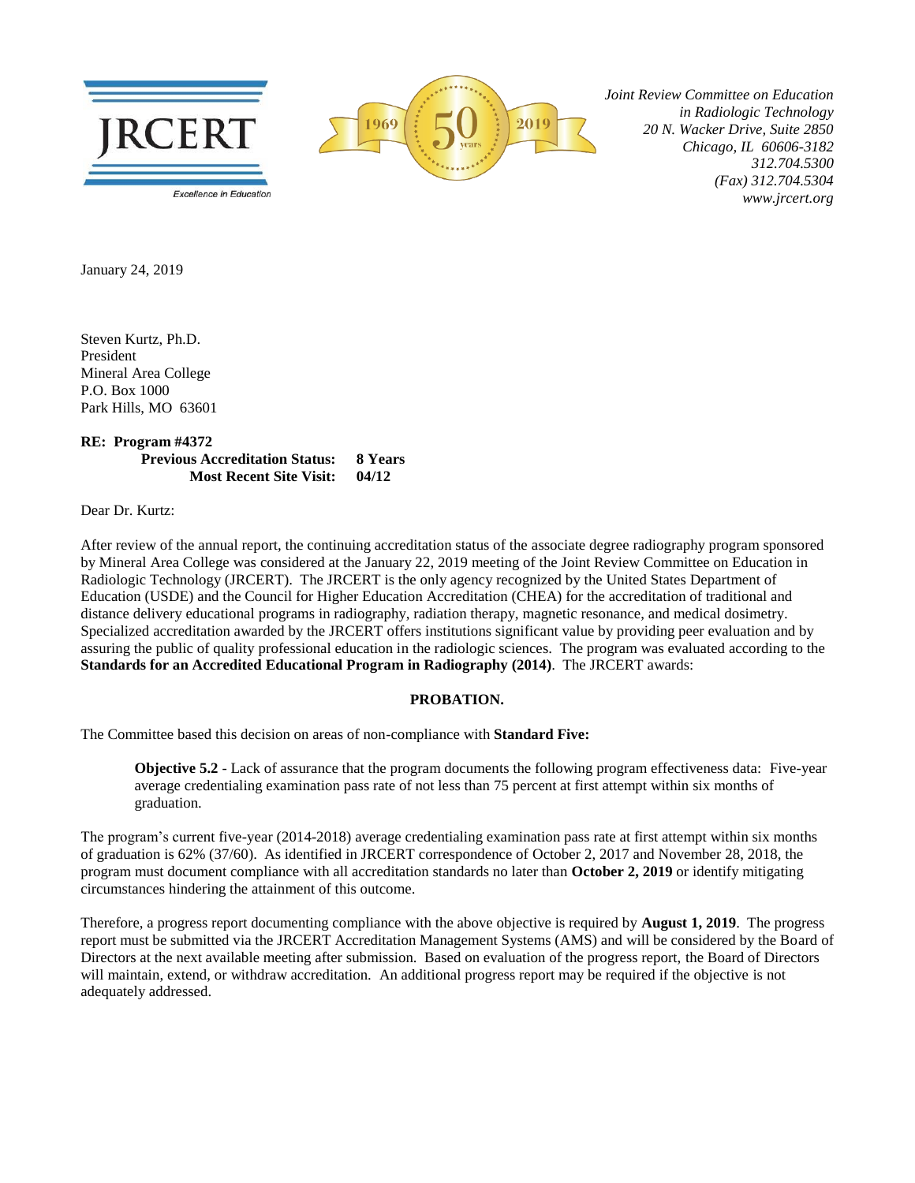**JRCERT**

*Excellence in Education*

1969 50 years 2019

*Joint Review Committee on Education in Radiologic Technology*
*20 N. Wacker Drive, Suite 2850*
*Chicago, IL 60606-3182*
*312.704.5300*
*(Fax) 312.704.5304*
*www.jrcert.org*

January 24, 2019

Steven Kurtz, Ph.D.
President
Mineral Area College
P.O. Box 1000
Park Hills, MO 63601

**RE: Program #4372**
**Previous Accreditation Status: 8 Years**
**Most Recent Site Visit: 04/12**

Dear Dr. Kurtz:

After review of the annual report, the continuing accreditation status of the associate degree radiography program sponsored by Mineral Area College was considered at the January 22, 2019 meeting of the Joint Review Committee on Education in Radiologic Technology (JRCERT). The JRCERT is the only agency recognized by the United States Department of Education (USDE) and the Council for Higher Education Accreditation (CHEA) for the accreditation of traditional and distance delivery educational programs in radiography, radiation therapy, magnetic resonance, and medical dosimetry. Specialized accreditation awarded by the JRCERT offers institutions significant value by providing peer evaluation and by assuring the public of quality professional education in the radiologic sciences. The program was evaluated according to the **Standards for an Accredited Educational Program in Radiography (2014)**. The JRCERT awards:

**PROBATION.**

The Committee based this decision on areas of non-compliance with **Standard Five:**

> **Objective 5.2** - Lack of assurance that the program documents the following program effectiveness data: Five-year average credentialing examination pass rate of not less than 75 percent at first attempt within six months of graduation.

The program's current five-year (2014-2018) average credentialing examination pass rate at first attempt within six months of graduation is 62% (37/60). As identified in JRCERT correspondence of October 2, 2017 and November 28, 2018, the program must document compliance with all accreditation standards no later than **October 2, 2019** or identify mitigating circumstances hindering the attainment of this outcome.

Therefore, a progress report documenting compliance with the above objective is required by **August 1, 2019**. The progress report must be submitted via the JRCERT Accreditation Management Systems (AMS) and will be considered by the Board of Directors at the next available meeting after submission. Based on evaluation of the progress report, the Board of Directors will maintain, extend, or withdraw accreditation. An additional progress report may be required if the objective is not adequately addressed.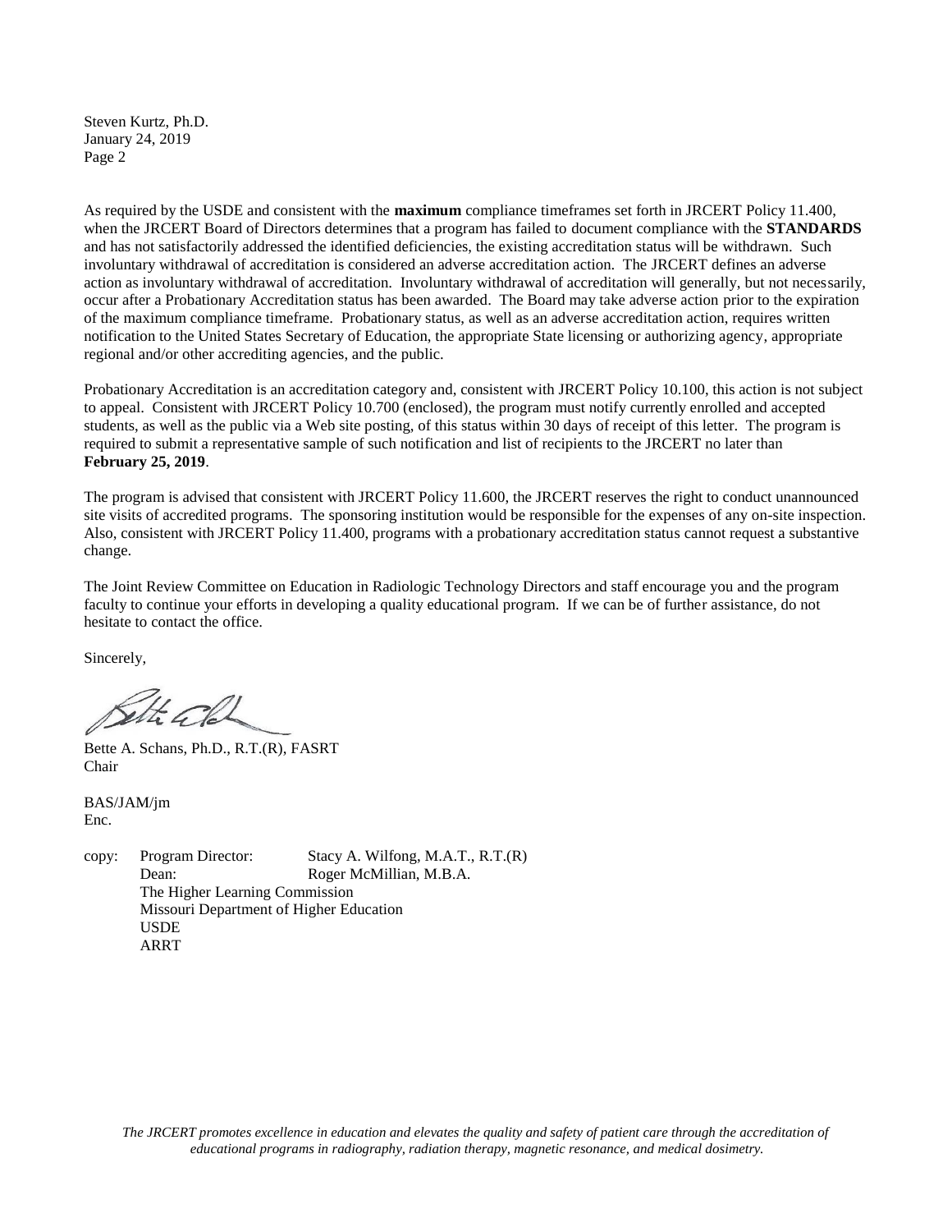Steven Kurtz, Ph.D.
January 24, 2019
Page 2

As required by the USDE and consistent with the **maximum** compliance timeframes set forth in JRCERT Policy 11.400, when the JRCERT Board of Directors determines that a program has failed to document compliance with the **STANDARDS** and has not satisfactorily addressed the identified deficiencies, the existing accreditation status will be withdrawn. Such involuntary withdrawal of accreditation is considered an adverse accreditation action. The JRCERT defines an adverse action as involuntary withdrawal of accreditation. Involuntary withdrawal of accreditation will generally, but not necessarily, occur after a Probationary Accreditation status has been awarded. The Board may take adverse action prior to the expiration of the maximum compliance timeframe. Probationary status, as well as an adverse accreditation action, requires written notification to the United States Secretary of Education, the appropriate State licensing or authorizing agency, appropriate regional and/or other accrediting agencies, and the public.

Probationary Accreditation is an accreditation category and, consistent with JRCERT Policy 10.100, this action is not subject to appeal. Consistent with JRCERT Policy 10.700 (enclosed), the program must notify currently enrolled and accepted students, as well as the public via a Web site posting, of this status within 30 days of receipt of this letter. The program is required to submit a representative sample of such notification and list of recipients to the JRCERT no later than **February 25, 2019**.

The program is advised that consistent with JRCERT Policy 11.600, the JRCERT reserves the right to conduct unannounced site visits of accredited programs. The sponsoring institution would be responsible for the expenses of any on-site inspection. Also, consistent with JRCERT Policy 11.400, programs with a probationary accreditation status cannot request a substantive change.

The Joint Review Committee on Education in Radiologic Technology Directors and staff encourage you and the program faculty to continue your efforts in developing a quality educational program. If we can be of further assistance, do not hesitate to contact the office.

Sincerely,

Bette A. Schans, Ph.D., R.T.(R), FASRT
Chair

BAS/JAM/jm
Enc.

copy: Program Director: Stacy A. Wilfong, M.A.T., R.T.(R)
Dean: Roger McMillian, M.B.A.
The Higher Learning Commission
Missouri Department of Higher Education
USDE
ARRT

*The JRCERT promotes excellence in education and elevates the quality and safety of patient care through the accreditation of educational programs in radiography, radiation therapy, magnetic resonance, and medical dosimetry.*